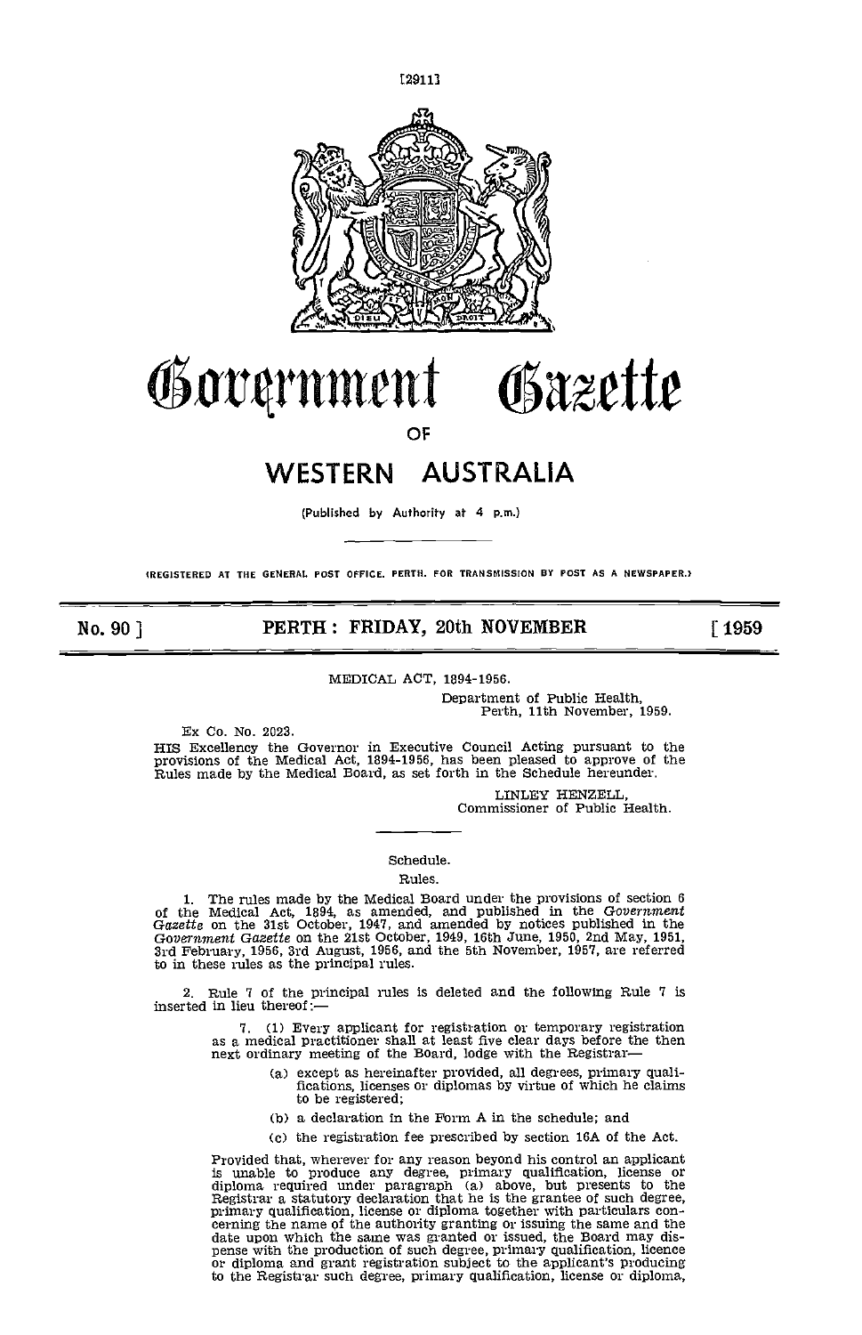[2911]

# Government Gazette

## OF

# WESTERN AUSTRALIA

(Published by Authority at 4 p.m.)

(REGISTERED AT THE GENERAL POST OFFICE, PERTH, FOR TRANSMISSION BY POST AS A NEWSPAPER.)

**No. 90] PERTH: FRIDAY, 20th NOVEMBER [1959**

MEDICAL ACT, 1894-1956.

Department of Public Health,
Perth, 11th November, 1959.

Ex Co. No. 2023.

HIS Excellency the Governor in Executive Council Acting pursuant to the provisions of the Medical Act, 1894-1956, has been pleased to approve of the Rules made by the Medical Board, as set forth in the Schedule hereunder.

LINLEY HENZELL,
Commissioner of Public Health.

Schedule.

Rules.

1. The rules made by the Medical Board under the provisions of section 6 of the Medical Act, 1894, as amended, and published in the *Government Gazette* on the 31st October, 1947, and amended by notices published in the *Government Gazette* on the 21st October, 1949, 16th June, 1950, 2nd May, 1951, 3rd February, 1956, 3rd August, 1956, and the 5th November, 1957, are referred to in these rules as the principal rules.

2. Rule 7 of the principal rules is deleted and the following Rule 7 is inserted in lieu thereof:—

7. (1) Every applicant for registration or temporary registration as a medical practitioner shall at least five clear days before the then next ordinary meeting of the Board, lodge with the Registrar—

(a) except as hereinafter provided, all degrees, primary qualifications, licenses or diplomas by virtue of which he claims to be registered;

(b) a declaration in the Form A in the schedule; and

(c) the registration fee prescribed by section 16A of the Act.

Provided that, wherever for any reason beyond his control an applicant is unable to produce any degree, primary qualification, license or diploma required under paragraph (a) above, but presents to the Registrar a statutory declaration that he is the grantee of such degree, primary qualification, license or diploma together with particulars concerning the name of the authority granting or issuing the same and the date upon which the same was granted or issued, the Board may dispense with the production of such degree, primary qualification, licence or diploma and grant registration subject to the applicant's producing to the Registrar such degree, primary qualification, license or diploma,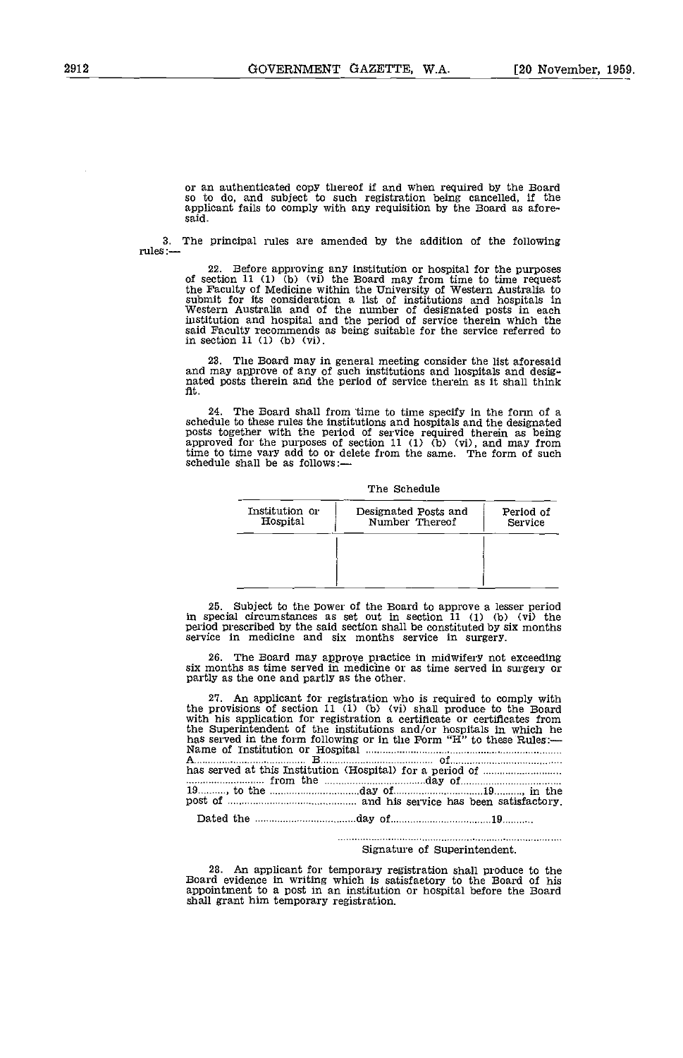or an authenticated copy thereof if and when required by the Board so to do, and subject to such registration being cancelled, if the applicant fails to comply with any requisition by the Board as aforesaid.

3. The principal rules are amended by the addition of the following rules:—

22. Before approving any institution or hospital for the purposes of section 11 (1) (b) (vi) the Board may from time to time request the Faculty of Medicine within the University of Western Australia to submit for its consideration a list of institutions and hospitals in Western Australia and of the number of designated posts in each institution and hospital and the period of service therein which the said Faculty recommends as being suitable for the service referred to in section 11 (1) (b) (vi).

23. The Board may in general meeting consider the list aforesaid and may approve of any of such institutions and hospitals and designated posts therein and the period of service therein as it shall think fit.

24. The Board shall from time to time specify in the form of a schedule to these rules the institutions and hospitals and the designated posts together with the period of service required therein as being approved for the purposes of section 11 (1) (b) (vi), and may from time to time vary add to or delete from the same. The form of such schedule shall be as follows:—

The Schedule

| Institution or Hospital | Designated Posts and Number Thereof | Period of Service |
|---|---|---|
| | | |

25. Subject to the power of the Board to approve a lesser period in special circumstances as set out in section 11 (1) (b) (vi) the period prescribed by the said section shall be constituted by six months service in medicine and six months service in surgery.

26. The Board may approve practice in midwifery not exceeding six months as time served in medicine or as time served in surgery or partly as the one and partly as the other.

27. An applicant for registration who is required to comply with the provisions of section 11 (1) (b) (vi) shall produce to the Board with his application for registration a certificate or certificates from the Superintendent of the institutions and/or hospitals in which he has served in the form following or in the Form "H" to these Rules:—
Name of Institution or Hospital ..............................................
A.................................... B.................................... of....................................
has served at this Institution (Hospital) for a period of ..........................
.......................... from the ..............................day of..............................
19.........., to the ..............................day of..............................19.........., in the post of .............................................. and his service has been satisfactory.

Dated the ..............................day of..............................19..........

..............................................................
Signature of Superintendent.

28. An applicant for temporary registration shall produce to the Board evidence in writing which is satisfactory to the Board of his appointment to a post in an institution or hospital before the Board shall grant him temporary registration.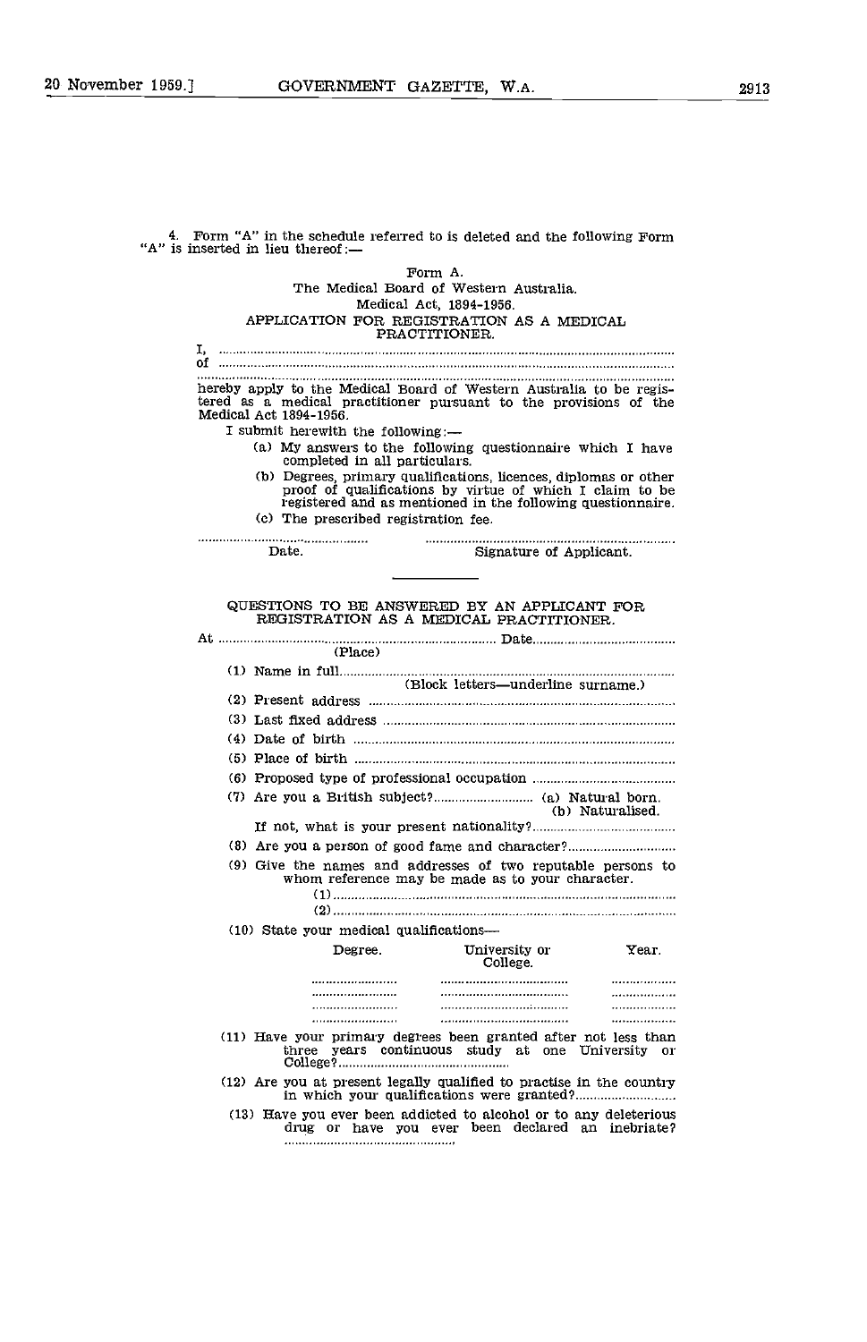4. Form "A" in the schedule referred to is deleted and the following Form "A" is inserted in lieu thereof:—

Form A.

The Medical Board of Western Australia.

Medical Act, 1894-1956.

APPLICATION FOR REGISTRATION AS A MEDICAL PRACTITIONER.

I, ..........................................................................................................

of ..........................................................................................................

..........................................................................................................

hereby apply to the Medical Board of Western Australia to be registered as a medical practitioner pursuant to the provisions of the Medical Act 1894-1956.

I submit herewith the following:—

(a) My answers to the following questionnaire which I have completed in all particulars.

(b) Degrees, primary qualifications, licences, diplomas or other proof of qualifications by virtue of which I claim to be registered and as mentioned in the following questionnaire.

(c) The prescribed registration fee.

.......................................... ..........................................................

Date. Signature of Applicant.

---

QUESTIONS TO BE ANSWERED BY AN APPLICANT FOR REGISTRATION AS A MEDICAL PRACTITIONER.

At ........................................................................ Date.......................................

(Place)

(1) Name in full..........................................................................................

(Block letters—underline surname.)

(2) Present address ...................................................................................

(3) Last fixed address ...............................................................................

(4) Date of birth .........................................................................................

(5) Place of birth ........................................................................................

(6) Proposed type of professional occupation .......................................

(7) Are you a British subject?........................... (a) Natural born. (b) Naturalised.

If not, what is your present nationality?.......................................

(8) Are you a person of good fame and character?.............................

(9) Give the names and addresses of two reputable persons to whom reference may be made as to your character.

(1)..........................................................................................

(2)..........................................................................................

(10) State your medical qualifications—

| Degree. | University or College. | Year. |
|---|---|---|
| ........................ | .................................... | .................. |
| ........................ | .................................... | .................. |
| ........................ | .................................... | .................. |
| ........................ | .................................... | .................. |

(11) Have your primary degrees been granted after not less than three years continuous study at one University or College?...............................................

(12) Are you at present legally qualified to practise in the country in which your qualifications were granted?..........................

(13) Have you ever been addicted to alcohol or to any deleterious drug or have you ever been declared an inebriate? ...............................................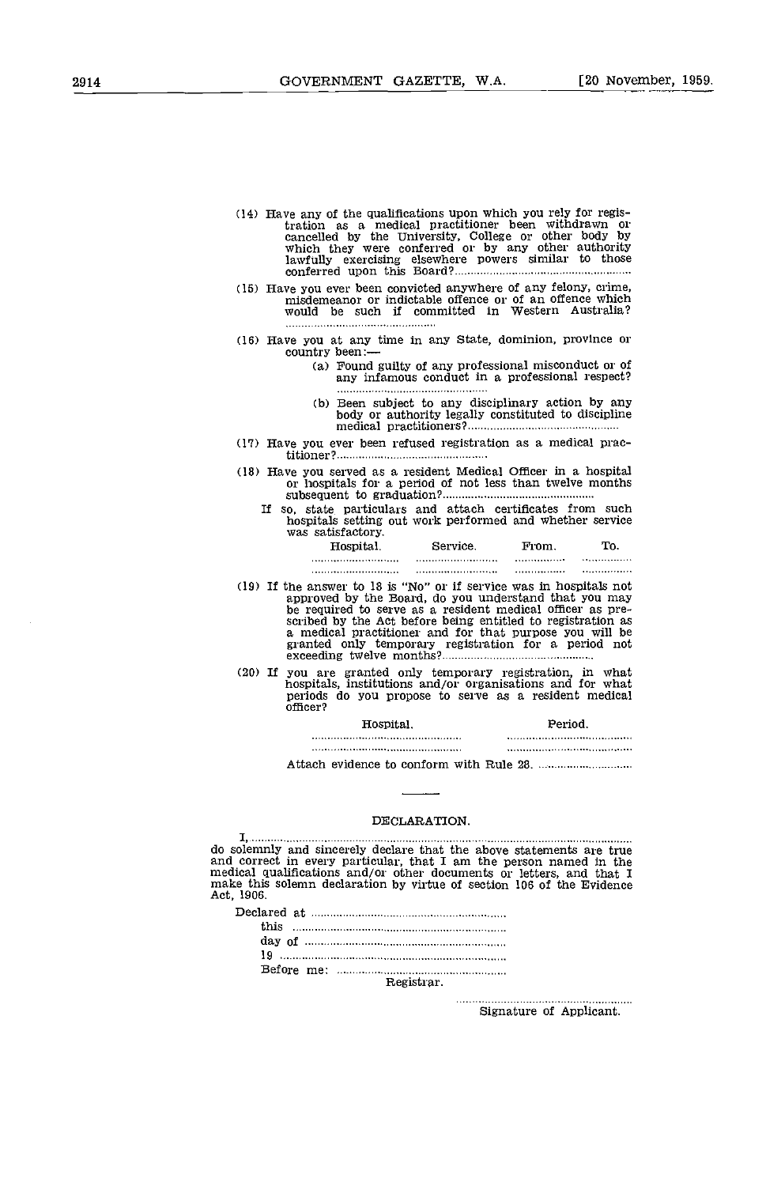(14) Have any of the qualifications upon which you rely for registration as a medical practitioner been withdrawn or cancelled by the University, College or other body by which they were conferred or by any other authority lawfully exercising elsewhere powers similar to those conferred upon this Board?........................................................

(15) Have you ever been convicted anywhere of any felony, crime, misdemeanor or indictable offence or of an offence which would be such if committed in Western Australia? ................................................

(16) Have you at any time in any State, dominion, province or country been:—

(a) Found guilty of any professional misconduct or of any infamous conduct in a professional respect? ................................................

(b) Been subject to any disciplinary action by any body or authority legally constituted to discipline medical practitioners?................................................

(17) Have you ever been refused registration as a medical practitioner?................................................

(18) Have you served as a resident Medical Officer in a hospital or hospitals for a period of not less than twelve months subsequent to graduation?................................................

If so, state particulars and attach certificates from such hospitals setting out work performed and whether service was satisfactory.

| Hospital. | Service. | From. | To. |
|---|---|---|---|
| .............................. | .............................. | .................. | .................. |
| .............................. | .............................. | .................. | .................. |

(19) If the answer to 18 is "No" or if service was in hospitals not approved by the Board, do you understand that you may be required to serve as a resident medical officer as prescribed by the Act before being entitled to registration as a medical practitioner and for that purpose you will be granted only temporary registration for a period not exceeding twelve months?................................................

(20) If you are granted only temporary registration, in what hospitals, institutions and/or organisations and for what periods do you propose to serve as a resident medical officer?

| Hospital. | Period. |
|---|---|
| .................................................... | ............................................ |
| .................................................... | ............................................ |

Attach evidence to conform with Rule 28. ................................

---

## DECLARATION.

I, ................................................................................................................................
do solemnly and sincerely declare that the above statements are true and correct in every particular, that I am the person named in the medical qualifications and/or other documents or letters, and that I make this solemn declaration by virtue of section 106 of the Evidence Act, 1906.

Declared at ................................................................
this ................................................................
day of ................................................................
19 ................................................................
Before me: ........................................................
Registrar.

........................................................
Signature of Applicant.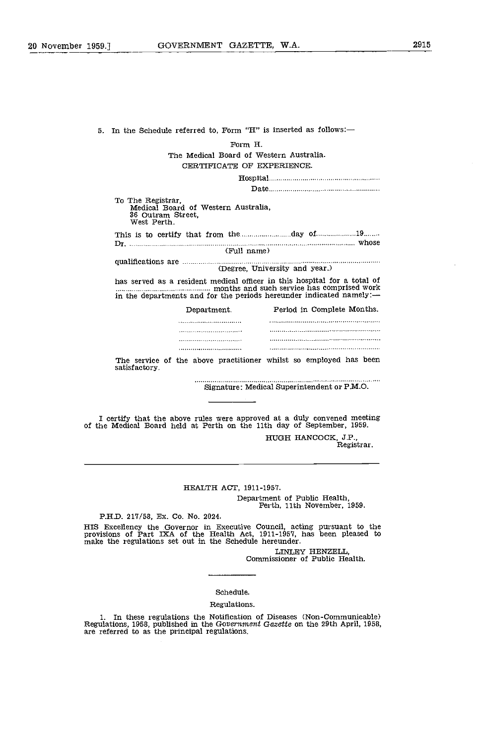5. In the Schedule referred to, Form "H" is inserted as follows:—

Form H.

The Medical Board of Western Australia.

CERTIFICATE OF EXPERIENCE.

Hospital........................................................

Date........................................................

To The Registrar,
Medical Board of Western Australia,
36 Outram Street,
West Perth.

This is to certify that from the.........................day of...................19........
Dr. ........................................................................................................ whose
(Full name)

qualifications are ........................................................................................
(Degree, University and year.)

has served as a resident medical officer in this hospital for a total of ............................................ months and such service has comprised work in the departments and for the periods hereunder indicated namely:—

| Department. | Period in Complete Months. |
| --- | --- |
| ................................ | ........................................................ |
| ................................ | ........................................................ |
| ................................ | ........................................................ |
| ................................ | ........................................................ |

The service of the above practitioner whilst so employed has been satisfactory.

..........................................................................................
Signature: Medical Superintendent or P.M.O.

---

I certify that the above rules were approved at a duly convened meeting of the Medical Board held at Perth on the 11th day of September, 1959.

HUGH HANCOCK, J.P.,
Registrar.

---

HEALTH ACT, 1911-1957.

Department of Public Health,
Perth, 11th November, 1959.

P.H.D. 217/58, Ex. Co. No. 2024.

HIS Excellency the Governor in Executive Council, acting pursuant to the provisions of Part IXA of the Health Act, 1911-1957, has been pleased to make the regulations set out in the Schedule hereunder.

LINLEY HENZELL,
Commissioner of Public Health.

---

Schedule.

Regulations.

1. In these regulations the Notification of Diseases (Non-Communicable) Regulations, 1958, published in the *Government Gazette* on the 29th April, 1958, are referred to as the principal regulations.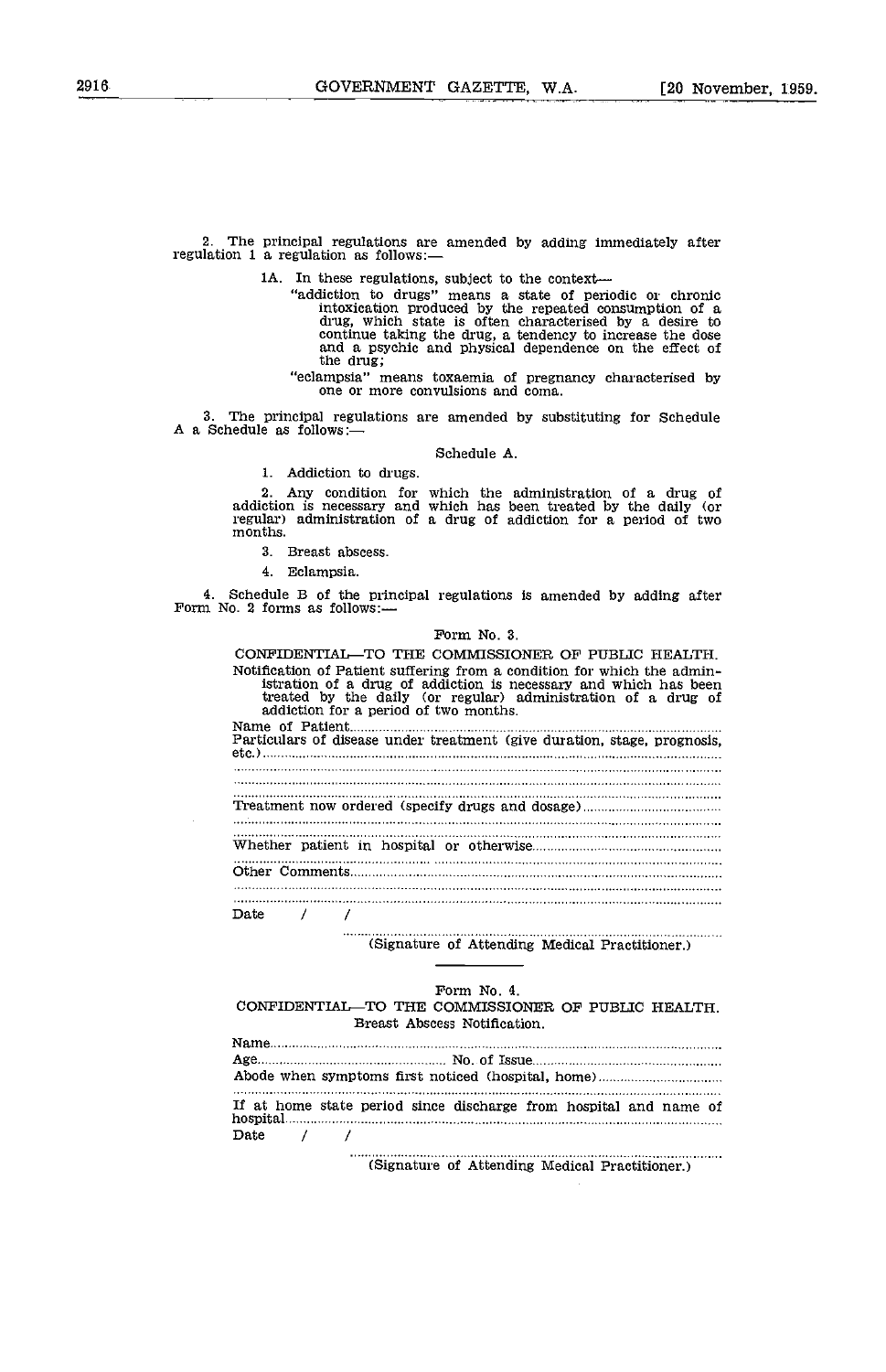2. The principal regulations are amended by adding immediately after regulation 1 a regulation as follows:—

1A. In these regulations, subject to the context—

"addiction to drugs" means a state of periodic or chronic intoxication produced by the repeated consumption of a drug, which state is often characterised by a desire to continue taking the drug, a tendency to increase the dose and a psychic and physical dependence on the effect of the drug;

"eclampsia" means toxaemia of pregnancy characterised by one or more convulsions and coma.

3. The principal regulations are amended by substituting for Schedule A a Schedule as follows:—

Schedule A.

1. Addiction to drugs.

2. Any condition for which the administration of a drug of addiction is necessary and which has been treated by the daily (or regular) administration of a drug of addiction for a period of two months.

3. Breast abscess.

4. Eclampsia.

4. Schedule B of the principal regulations is amended by adding after Form No. 2 forms as follows:—

Form No. 3.

CONFIDENTIAL—TO THE COMMISSIONER OF PUBLIC HEALTH.

Notification of Patient suffering from a condition for which the administration of a drug of addiction is necessary and which has been treated by the daily (or regular) administration of a drug of addiction for a period of two months.

Name of Patient..........................................................................................

Particulars of disease under treatment (give duration, stage, prognosis, etc.)..........................................................................................

..........................................................................................

..........................................................................................

..........................................................................................

Treatment now ordered (specify drugs and dosage)..........................................

..........................................................................................

..........................................................................................

Whether patient in hospital or otherwise..........................................................

..........................................................................................

Other Comments..........................................................................................

..........................................................................................

..........................................................................................

Date / /

..........................................................................................
(Signature of Attending Medical Practitioner.)

---

Form No. 4.

CONFIDENTIAL—TO THE COMMISSIONER OF PUBLIC HEALTH.

Breast Abscess Notification.

Name..........................................................................................

Age.................................................. No. of Issue..................................................

Abode when symptoms first noticed (hospital, home)..........................................

..........................................................................................

If at home state period since discharge from hospital and name of hospital..........................................................................................

Date / /

..........................................................................................
(Signature of Attending Medical Practitioner.)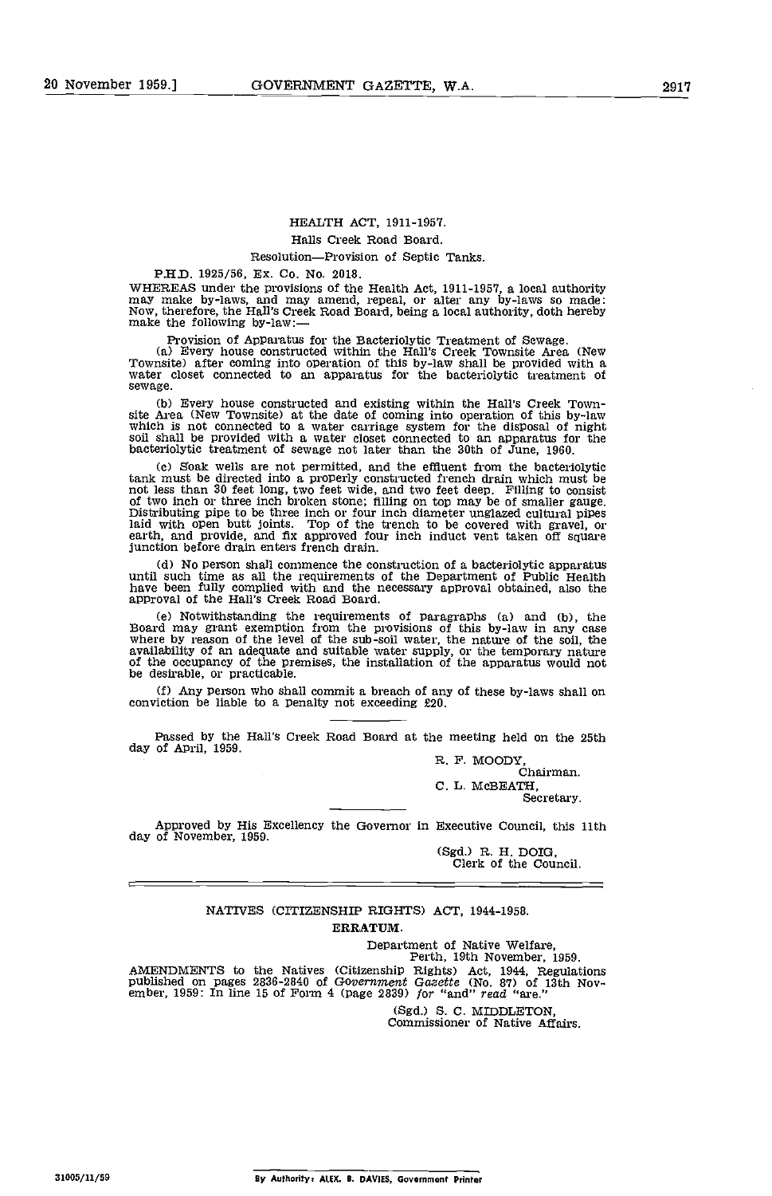## HEALTH ACT, 1911-1957.

### Halls Creek Road Board.

Resolution—Provision of Septic Tanks.

P.H.D. 1925/56, Ex. Co. No. 2018.

WHEREAS under the provisions of the Health Act, 1911-1957, a local authority may make by-laws, and may amend, repeal, or alter any by-laws so made: Now, therefore, the Hall's Creek Road Board, being a local authority, doth hereby make the following by-law:—

Provision of Apparatus for the Bacteriolytic Treatment of Sewage.

(a) Every house constructed within the Hall's Creek Townsite Area (New Townsite) after coming into operation of this by-law shall be provided with a water closet connected to an apparatus for the bacteriolytic treatment of sewage.

(b) Every house constructed and existing within the Hall's Creek Townsite Area (New Townsite) at the date of coming into operation of this by-law which is not connected to a water carriage system for the disposal of night soil shall be provided with a water closet connected to an apparatus for the bacteriolytic treatment of sewage not later than the 30th of June, 1960.

(c) Soak wells are not permitted, and the effluent from the bacteriolytic tank must be directed into a properly constructed french drain which must be not less than 30 feet long, two feet wide, and two feet deep. Filling to consist of two inch or three inch broken stone; filling on top may be of smaller gauge. Distributing pipe to be three inch or four inch diameter unglazed cultural pipes laid with open butt joints. Top of the trench to be covered with gravel, or earth, and provide, and fix approved four inch induct vent taken off square junction before drain enters french drain.

(d) No person shall commence the construction of a bacteriolytic apparatus until such time as all the requirements of the Department of Public Health have been fully complied with and the necessary approval obtained, also the approval of the Hall's Creek Road Board.

(e) Notwithstanding the requirements of paragraphs (a) and (b), the Board may grant exemption from the provisions of this by-law in any case where by reason of the level of the sub-soil water, the nature of the soil, the availability of an adequate and suitable water supply, or the temporary nature of the occupancy of the premises, the installation of the apparatus would not be desirable, or practicable.

(f) Any person who shall commit a breach of any of these by-laws shall on conviction be liable to a penalty not exceeding £20.

---

Passed by the Hall's Creek Road Board at the meeting held on the 25th day of April, 1959.

R. F. MOODY,
Chairman.

C. L. McBEATH,
Secretary.

---

Approved by His Excellency the Governor in Executive Council, this 11th day of November, 1959.

(Sgd.) R. H. DOIG,
Clerk of the Council.

---

## NATIVES (CITIZENSHIP RIGHTS) ACT, 1944-1958.

### ERRATUM.

Department of Native Welfare,
Perth, 19th November, 1959.

AMENDMENTS to the Natives (Citizenship Rights) Act, 1944, Regulations published on pages 2836-2840 of *Government Gazette* (No. 87) of 13th November, 1959: In line 15 of Form 4 (page 2839) *for* "and" *read* "are."

(Sgd.) S. C. MIDDLETON,
Commissioner of Native Affairs.

---

31005/11/59

By Authority: ALEX. B. DAVIES, Government Printer